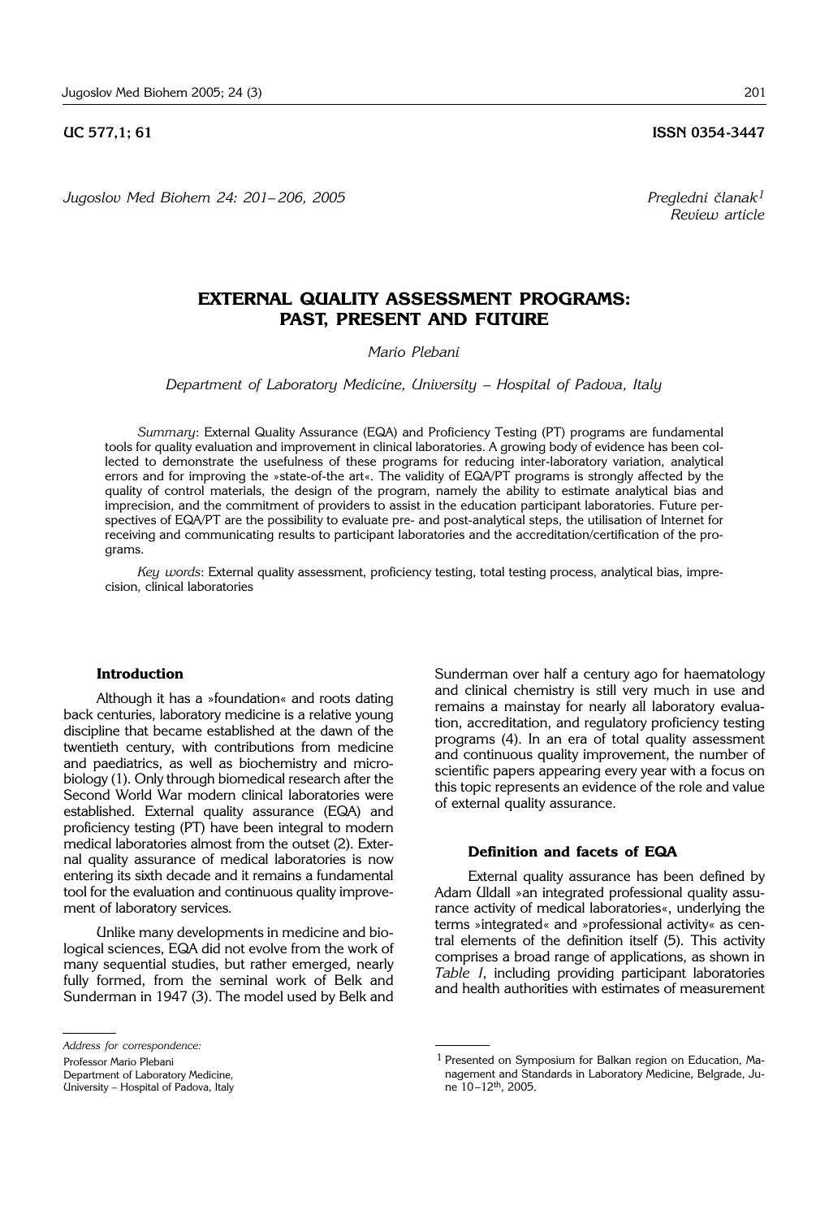UC 577,1; 61 ISSN 0354-3447

*Jugoslov Med Biohem 24: 201–206, 2005*

*Pregledni članak*[1]
*Review article*

# EXTERNAL QUALITY ASSESSMENT PROGRAMS: PAST, PRESENT AND FUTURE

*Mario Plebani*

*Department of Laboratory Medicine, University – Hospital of Padova, Italy*

*Summary*: External Quality Assurance (EQA) and Proficiency Testing (PT) programs are fundamental tools for quality evaluation and improvement in clinical laboratories. A growing body of evidence has been collected to demonstrate the usefulness of these programs for reducing inter-laboratory variation, analytical errors and for improving the »state-of-the art«. The validity of EQA/PT programs is strongly affected by the quality of control materials, the design of the program, namely the ability to estimate analytical bias and imprecision, and the commitment of providers to assist in the education participant laboratories. Future perspectives of EQA/PT are the possibility to evaluate pre- and post-analytical steps, the utilisation of Internet for receiving and communicating results to participant laboratories and the accreditation/certification of the programs.

*Key words*: External quality assessment, proficiency testing, total testing process, analytical bias, imprecision, clinical laboratories

## Introduction

Although it has a »foundation« and roots dating back centuries, laboratory medicine is a relative young discipline that became established at the dawn of the twentieth century, with contributions from medicine and paediatrics, as well as biochemistry and microbiology (1). Only through biomedical research after the Second World War modern clinical laboratories were established. External quality assurance (EQA) and proficiency testing (PT) have been integral to modern medical laboratories almost from the outset (2). External quality assurance of medical laboratories is now entering its sixth decade and it remains a fundamental tool for the evaluation and continuous quality improvement of laboratory services.

Unlike many developments in medicine and biological sciences, EQA did not evolve from the work of many sequential studies, but rather emerged, nearly fully formed, from the seminal work of Belk and Sunderman in 1947 (3). The model used by Belk and Sunderman over half a century ago for haematology and clinical chemistry is still very much in use and remains a mainstay for nearly all laboratory evaluation, accreditation, and regulatory proficiency testing programs (4). In an era of total quality assessment and continuous quality improvement, the number of scientific papers appearing every year with a focus on this topic represents an evidence of the role and value of external quality assurance.

## Definition and facets of EQA

External quality assurance has been defined by Adam Uldall »an integrated professional quality assurance activity of medical laboratories«, underlying the terms »integrated« and »professional activity« as central elements of the definition itself (5). This activity comprises a broad range of applications, as shown in *Table I*, including providing participant laboratories and health authorities with estimates of measurement

*Address for correspondence:*
Professor Mario Plebani
Department of Laboratory Medicine,
University – Hospital of Padova, Italy

[1] Presented on Symposium for Balkan region on Education, Management and Standards in Laboratory Medicine, Belgrade, June 10–12th, 2005.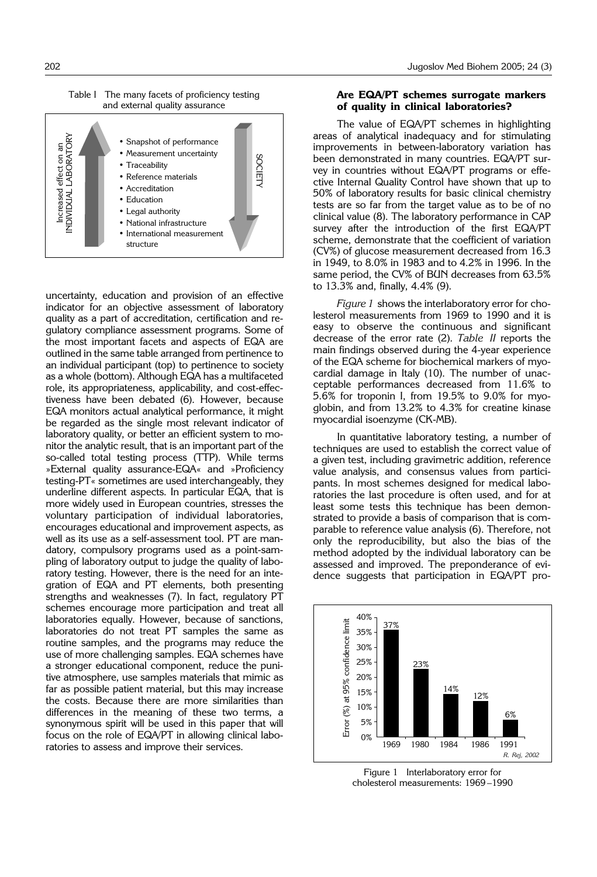Table I The many facets of proficiency testing and external quality assurance

| Increased effect on an INDIVIDUAL LABORATORY (↑) | | SOCIETY (↓) |
|---|---|---|
| | • Snapshot of performance | |
| | • Measurement uncertainty | |
| | • Traceability | |
| | • Reference materials | |
| | • Accreditation | |
| | • Education | |
| | • Legal authority | |
| | • National infrastructure | |
| | • International measurement structure | |

uncertainty, education and provision of an effective indicator for an objective assessment of laboratory quality as a part of accreditation, certification and regulatory compliance assessment programs. Some of the most important facets and aspects of EQA are outlined in the same table arranged from pertinence to an individual participant (top) to pertinence to society as a whole (bottom). Although EQA has a multifaceted role, its appropriateness, applicability, and cost-effectiveness have been debated (6). However, because EQA monitors actual analytical performance, it might be regarded as the single most relevant indicator of laboratory quality, or better an efficient system to monitor the analytic result, that is an important part of the so-called total testing process (TTP). While terms »External quality assurance-EQA« and »Proficiency testing-PT« sometimes are used interchangeably, they underline different aspects. In particular EQA, that is more widely used in European countries, stresses the voluntary participation of individual laboratories, encourages educational and improvement aspects, as well as its use as a self-assessment tool. PT are mandatory, compulsory programs used as a point-sampling of laboratory output to judge the quality of laboratory testing. However, there is the need for an integration of EQA and PT elements, both presenting strengths and weaknesses (7). In fact, regulatory PT schemes encourage more participation and treat all laboratories equally. However, because of sanctions, laboratories do not treat PT samples the same as routine samples, and the programs may reduce the use of more challenging samples. EQA schemes have a stronger educational component, reduce the punitive atmosphere, use samples materials that mimic as far as possible patient material, but this may increase the costs. Because there are more similarities than differences in the meaning of these two terms, a synonymous spirit will be used in this paper that will focus on the role of EQA/PT in allowing clinical laboratories to assess and improve their services.

### Are EQA/PT schemes surrogate markers of quality in clinical laboratories?

The value of EQA/PT schemes in highlighting areas of analytical inadequacy and for stimulating improvements in between-laboratory variation has been demonstrated in many countries. EQA/PT survey in countries without EQA/PT programs or effective Internal Quality Control have shown that up to 50% of laboratory results for basic clinical chemistry tests are so far from the target value as to be of no clinical value (8). The laboratory performance in CAP survey after the introduction of the first EQA/PT scheme, demonstrate that the coefficient of variation (CV%) of glucose measurement decreased from 16.3 in 1949, to 8.0% in 1983 and to 4.2% in 1996. In the same period, the CV% of BUN decreases from 63.5% to 13.3% and, finally, 4.4% (9).

*Figure 1* shows the interlaboratory error for cholesterol measurements from 1969 to 1990 and it is easy to observe the continuous and significant decrease of the error rate (2). *Table II* reports the main findings observed during the 4-year experience of the EQA scheme for biochemical markers of myocardial damage in Italy (10). The number of unacceptable performances decreased from 11.6% to 5.6% for troponin I, from 19.5% to 9.0% for myoglobin, and from 13.2% to 4.3% for creatine kinase myocardial isoenzyme (CK-MB).

In quantitative laboratory testing, a number of techniques are used to establish the correct value of a given test, including gravimetric addition, reference value analysis, and consensus values from participants. In most schemes designed for medical laboratories the last procedure is often used, and for at least some tests this technique has been demonstrated to provide a basis of comparison that is comparable to reference value analysis (6). Therefore, not only the reproducibility, but also the bias of the method adopted by the individual laboratory can be assessed and improved. The preponderance of evidence suggests that participation in EQA/PT pro-

| Year | Error (%) at 95% confidence limit |
|---|---|
| 1969 | 37% |
| 1980 | 23% |
| 1984 | 14% |
| 1986 | 12% |
| 1991 | 6% |

*R. Rej, 2002*

Figure 1 Interlaboratory error for cholesterol measurements: 1969–1990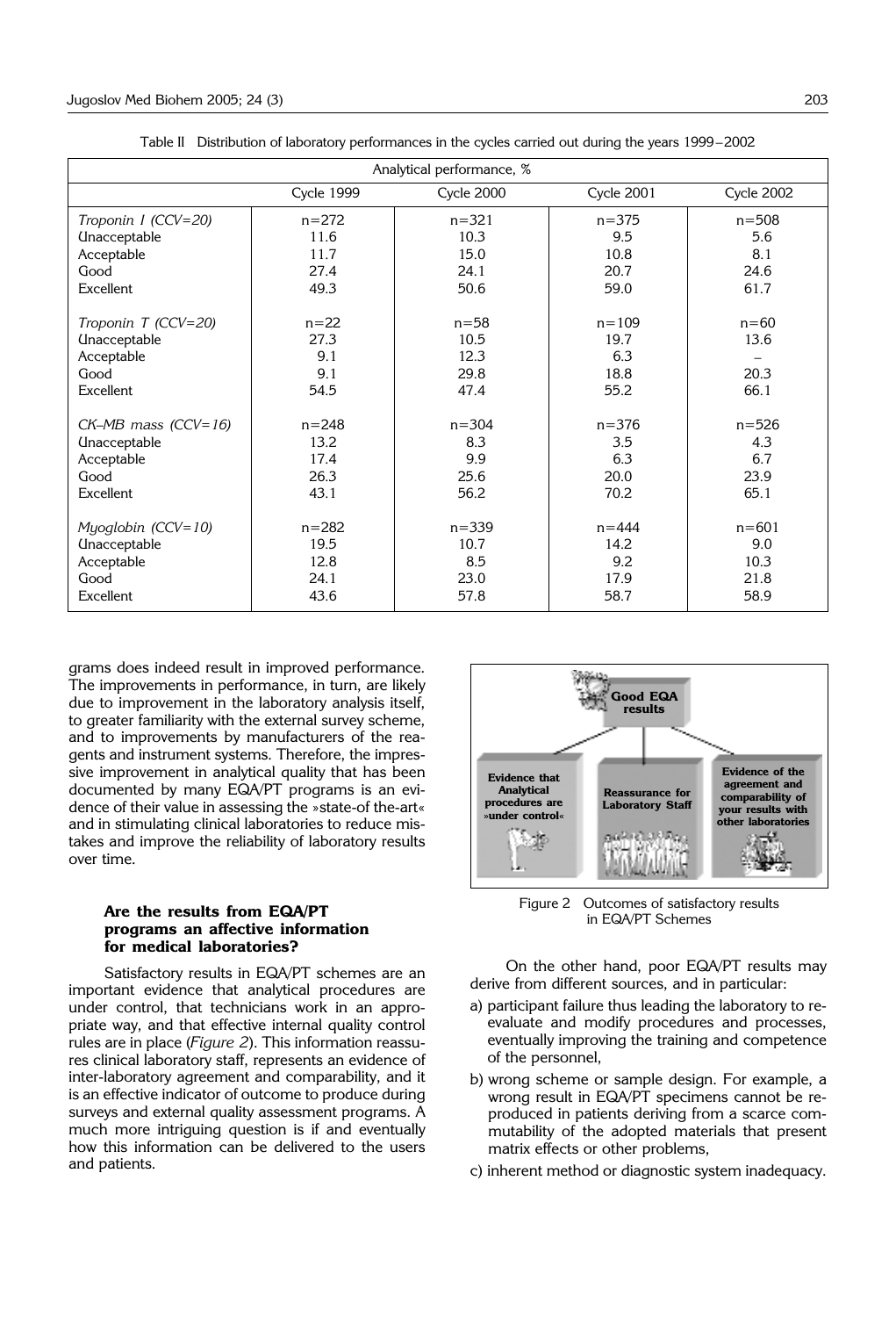Table II Distribution of laboratory performances in the cycles carried out during the years 1999–2002

| Analytical performance, % | | | | |
|---|---|---|---|---|
| | Cycle 1999 | Cycle 2000 | Cycle 2001 | Cycle 2002 |
| *Troponin I (CCV=20)* | n=272 | n=321 | n=375 | n=508 |
| Unacceptable | 11.6 | 10.3 | 9.5 | 5.6 |
| Acceptable | 11.7 | 15.0 | 10.8 | 8.1 |
| Good | 27.4 | 24.1 | 20.7 | 24.6 |
| Excellent | 49.3 | 50.6 | 59.0 | 61.7 |
| *Troponin T (CCV=20)* | n=22 | n=58 | n=109 | n=60 |
| Unacceptable | 27.3 | 10.5 | 19.7 | 13.6 |
| Acceptable | 9.1 | 12.3 | 6.3 | – |
| Good | 9.1 | 29.8 | 18.8 | 20.3 |
| Excellent | 54.5 | 47.4 | 55.2 | 66.1 |
| *CK–MB mass (CCV=16)* | n=248 | n=304 | n=376 | n=526 |
| Unacceptable | 13.2 | 8.3 | 3.5 | 4.3 |
| Acceptable | 17.4 | 9.9 | 6.3 | 6.7 |
| Good | 26.3 | 25.6 | 20.0 | 23.9 |
| Excellent | 43.1 | 56.2 | 70.2 | 65.1 |
| *Myoglobin (CCV=10)* | n=282 | n=339 | n=444 | n=601 |
| Unacceptable | 19.5 | 10.7 | 14.2 | 9.0 |
| Acceptable | 12.8 | 8.5 | 9.2 | 10.3 |
| Good | 24.1 | 23.0 | 17.9 | 21.8 |
| Excellent | 43.6 | 57.8 | 58.7 | 58.9 |

grams does indeed result in improved performance. The improvements in performance, in turn, are likely due to improvement in the laboratory analysis itself, to greater familiarity with the external survey scheme, and to improvements by manufacturers of the reagents and instrument systems. Therefore, the impressive improvement in analytical quality that has been documented by many EQA/PT programs is an evidence of their value in assessing the »state-of the-art« and in stimulating clinical laboratories to reduce mistakes and improve the reliability of laboratory results over time.

### Are the results from EQA/PT programs an affective information for medical laboratories?

Satisfactory results in EQA/PT schemes are an important evidence that analytical procedures are under control, that technicians work in an appropriate way, and that effective internal quality control rules are in place (*Figure 2*). This information reassures clinical laboratory staff, represents an evidence of inter-laboratory agreement and comparability, and it is an effective indicator of outcome to produce during surveys and external quality assessment programs. A much more intriguing question is if and eventually how this information can be delivered to the users and patients.

Good EQA results

Evidence that Analytical procedures are »under control«

Reassurance for Laboratory Staff

Evidence of the agreement and comparability of your results with other laboratories

Figure 2 Outcomes of satisfactory results in EQA/PT Schemes

On the other hand, poor EQA/PT results may derive from different sources, and in particular:

a) participant failure thus leading the laboratory to re-evaluate and modify procedures and processes, eventually improving the training and competence of the personnel,
b) wrong scheme or sample design. For example, a wrong result in EQA/PT specimens cannot be reproduced in patients deriving from a scarce commutability of the adopted materials that present matrix effects or other problems,
c) inherent method or diagnostic system inadequacy.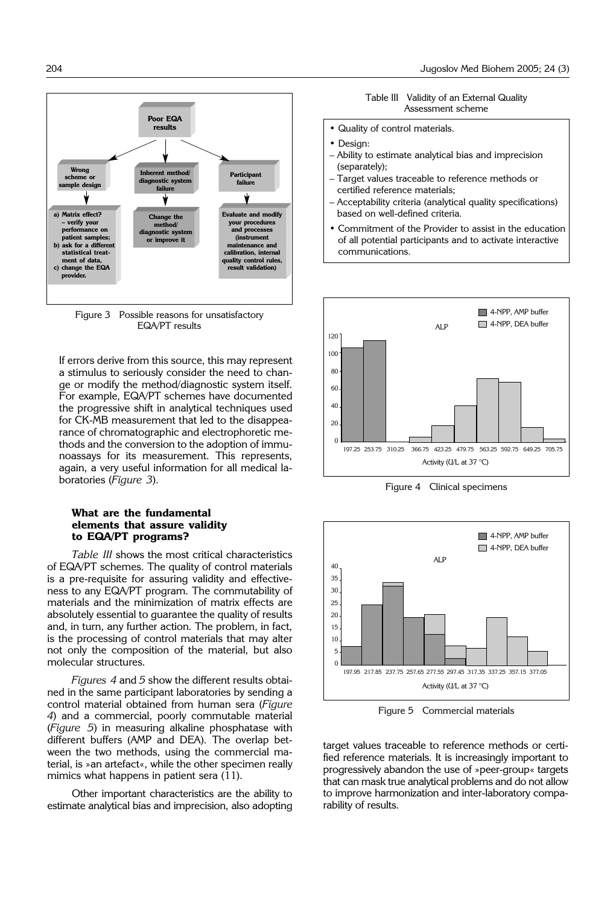Figure 3 Possible reasons for unsatisfactory EQA/PT results

If errors derive from this source, this may represent a stimulus to seriously consider the need to change or modify the method/diagnostic system itself. For example, EQA/PT schemes have documented the progressive shift in analytical techniques used for CK-MB measurement that led to the disappearance of chromatographic and electrophoretic methods and the conversion to the adoption of immunoassays for its measurement. This represents, again, a very useful information for all medical laboratories (*Figure 3*).

### What are the fundamental elements that assure validity to EQA/PT programs?

*Table III* shows the most critical characteristics of EQA/PT schemes. The quality of control materials is a pre-requisite for assuring validity and effectiveness to any EQA/PT program. The commutability of materials and the minimization of matrix effects are absolutely essential to guarantee the quality of results and, in turn, any further action. The problem, in fact, is the processing of control materials that may alter not only the composition of the material, but also molecular structures.

*Figures 4* and *5* show the different results obtained in the same participant laboratories by sending a control material obtained from human sera (*Figure 4*) and a commercial, poorly commutable material (*Figure 5*) in measuring alkaline phosphatase with different buffers (AMP and DEA). The overlap between the two methods, using the commercial material, is »an artefact«, while the other specimen really mimics what happens in patient sera (11).

Other important characteristics are the ability to estimate analytical bias and imprecision, also adopting target values traceable to reference methods or certified reference materials. It is increasingly important to progressively abandon the use of »peer-group« targets that can mask true analytical problems and do not allow to improve harmonization and inter-laboratory comparability of results.

Table III Validity of an External Quality Assessment scheme

- Quality of control materials.
- Design:
  - Ability to estimate analytical bias and imprecision (separately);
  - Target values traceable to reference methods or certified reference materials;
  - Acceptability criteria (analytical quality specifications) based on well-defined criteria.
- Commitment of the Provider to assist in the education of all potential participants and to activate interactive communications.

Figure 4 Clinical specimens

Figure 5 Commercial materials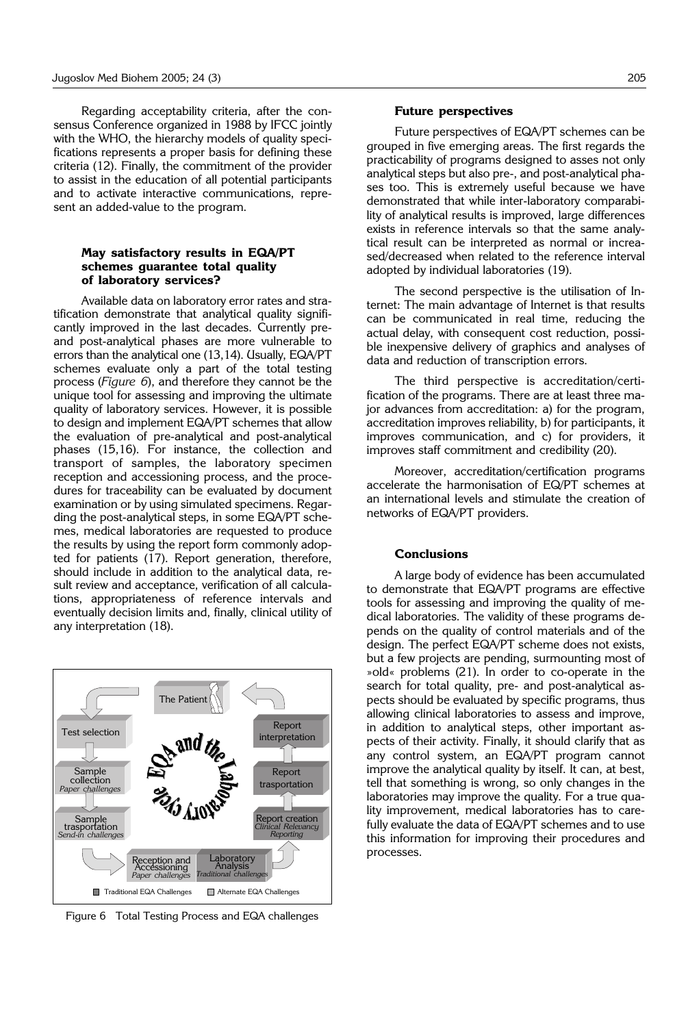Regarding acceptability criteria, after the consensus Conference organized in 1988 by IFCC jointly with the WHO, the hierarchy models of quality specifications represents a proper basis for defining these criteria (12). Finally, the commitment of the provider to assist in the education of all potential participants and to activate interactive communications, represent an added-value to the program.

### May satisfactory results in EQA/PT schemes guarantee total quality of laboratory services?

Available data on laboratory error rates and stratification demonstrate that analytical quality significantly improved in the last decades. Currently pre- and post-analytical phases are more vulnerable to errors than the analytical one (13,14). Usually, EQA/PT schemes evaluate only a part of the total testing process (*Figure 6*), and therefore they cannot be the unique tool for assessing and improving the ultimate quality of laboratory services. However, it is possible to design and implement EQA/PT schemes that allow the evaluation of pre-analytical and post-analytical phases (15,16). For instance, the collection and transport of samples, the laboratory specimen reception and accessioning process, and the procedures for traceability can be evaluated by document examination or by using simulated specimens. Regarding the post-analytical steps, in some EQA/PT schemes, medical laboratories are requested to produce the results by using the report form commonly adopted for patients (17). Report generation, therefore, should include in addition to the analytical data, result review and acceptance, verification of all calculations, appropriateness of reference intervals and eventually decision limits and, finally, clinical utility of any interpretation (18).

Figure 6 Total Testing Process and EQA challenges

### Future perspectives

Future perspectives of EQA/PT schemes can be grouped in five emerging areas. The first regards the practicability of programs designed to asses not only analytical steps but also pre-, and post-analytical phases too. This is extremely useful because we have demonstrated that while inter-laboratory comparability of analytical results is improved, large differences exists in reference intervals so that the same analytical result can be interpreted as normal or increased/decreased when related to the reference interval adopted by individual laboratories (19).

The second perspective is the utilisation of Internet: The main advantage of Internet is that results can be communicated in real time, reducing the actual delay, with consequent cost reduction, possible inexpensive delivery of graphics and analyses of data and reduction of transcription errors.

The third perspective is accreditation/certification of the programs. There are at least three major advances from accreditation: a) for the program, accreditation improves reliability, b) for participants, it improves communication, and c) for providers, it improves staff commitment and credibility (20).

Moreover, accreditation/certification programs accelerate the harmonisation of EQ/PT schemes at an international levels and stimulate the creation of networks of EQA/PT providers.

### Conclusions

A large body of evidence has been accumulated to demonstrate that EQA/PT programs are effective tools for assessing and improving the quality of medical laboratories. The validity of these programs depends on the quality of control materials and of the design. The perfect EQA/PT scheme does not exists, but a few projects are pending, surmounting most of »old« problems (21). In order to co-operate in the search for total quality, pre- and post-analytical aspects should be evaluated by specific programs, thus allowing clinical laboratories to assess and improve, in addition to analytical steps, other important aspects of their activity. Finally, it should clarify that as any control system, an EQA/PT program cannot improve the analytical quality by itself. It can, at best, tell that something is wrong, so only changes in the laboratories may improve the quality. For a true quality improvement, medical laboratories has to carefully evaluate the data of EQA/PT schemes and to use this information for improving their procedures and processes.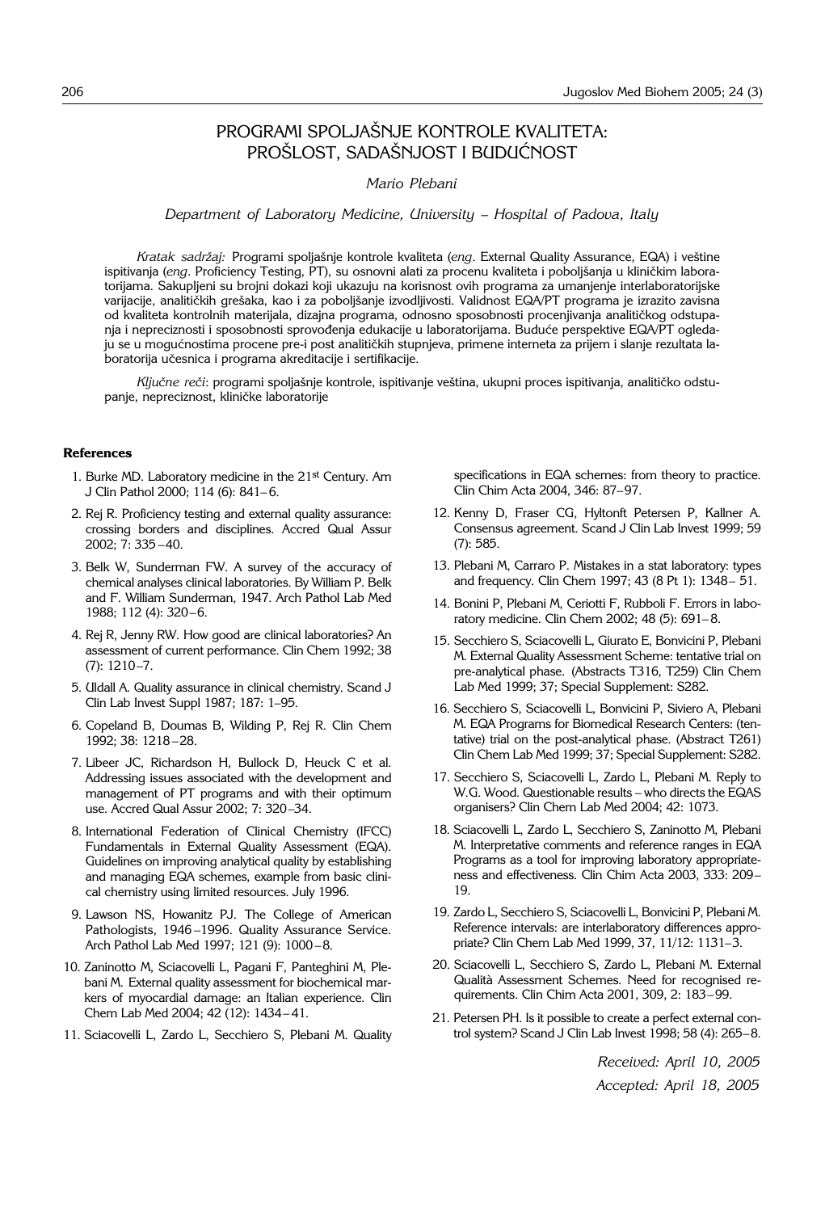# PROGRAMI SPOLJAŠNJE KONTROLE KVALITETA: PROŠLOST, SADAŠNJOST I BUDUĆNOST

*Mario Plebani*

*Department of Laboratory Medicine, University – Hospital of Padova, Italy*

*Kratak sadržaj:* Programi spoljašnje kontrole kvaliteta (*eng*. External Quality Assurance, EQA) i veštine ispitivanja (*eng*. Proficiency Testing, PT), su osnovni alati za procenu kvaliteta i poboljšanja u kliničkim laboratorijama. Sakupljeni su brojni dokazi koji ukazuju na korisnost ovih programa za umanjenje interlaboratorijske varijacije, analitičkih grešaka, kao i za poboljšanje izvodljivosti. Validnost EQA/PT programa je izrazito zavisna od kvaliteta kontrolnih materijala, dizajna programa, odnosno sposobnosti procenjivanja analitičkog odstupanja i nepreciznosti i sposobnosti sprovođenja edukacije u laboratorijama. Buduće perspektive EQA/PT ogledaju se u mogućnostima procene pre-i post analitičkih stupnjeva, primene interneta za prijem i slanje rezultata laboratorija učesnica i programa akreditacije i sertifikacije.

*Ključne reči*: programi spoljašnje kontrole, ispitivanje veština, ukupni proces ispitivanja, analitičko odstupanje, nepreciznost, kliničke laboratorije

**References**

1. Burke MD. Laboratory medicine in the 21st Century. Am J Clin Pathol 2000; 114 (6): 841–6.
2. Rej R. Proficiency testing and external quality assurance: crossing borders and disciplines. Accred Qual Assur 2002; 7: 335–40.
3. Belk W, Sunderman FW. A survey of the accuracy of chemical analyses clinical laboratories. By William P. Belk and F. William Sunderman, 1947. Arch Pathol Lab Med 1988; 112 (4): 320–6.
4. Rej R, Jenny RW. How good are clinical laboratories? An assessment of current performance. Clin Chem 1992; 38 (7): 1210–7.
5. Uldall A. Quality assurance in clinical chemistry. Scand J Clin Lab Invest Suppl 1987; 187: 1–95.
6. Copeland B, Doumas B, Wilding P, Rej R. Clin Chem 1992; 38: 1218–28.
7. Libeer JC, Richardson H, Bullock D, Heuck C et al. Addressing issues associated with the development and management of PT programs and with their optimum use. Accred Qual Assur 2002; 7: 320–34.
8. International Federation of Clinical Chemistry (IFCC) Fundamentals in External Quality Assessment (EQA). Guidelines on improving analytical quality by establishing and managing EQA schemes, example from basic clinical chemistry using limited resources. July 1996.
9. Lawson NS, Howanitz PJ. The College of American Pathologists, 1946–1996. Quality Assurance Service. Arch Pathol Lab Med 1997; 121 (9): 1000–8.
10. Zaninotto M, Sciacovelli L, Pagani F, Panteghini M, Plebani M. External quality assessment for biochemical markers of myocardial damage: an Italian experience. Clin Chem Lab Med 2004; 42 (12): 1434–41.
11. Sciacovelli L, Zardo L, Secchiero S, Plebani M. Quality specifications in EQA schemes: from theory to practice. Clin Chim Acta 2004, 346: 87–97.
12. Kenny D, Fraser CG, Hyltonft Petersen P, Kallner A. Consensus agreement. Scand J Clin Lab Invest 1999; 59 (7): 585.
13. Plebani M, Carraro P. Mistakes in a stat laboratory: types and frequency. Clin Chem 1997; 43 (8 Pt 1): 1348–51.
14. Bonini P, Plebani M, Ceriotti F, Rubboli F. Errors in laboratory medicine. Clin Chem 2002; 48 (5): 691–8.
15. Secchiero S, Sciacovelli L, Giurato E, Bonvicini P, Plebani M. External Quality Assessment Scheme: tentative trial on pre-analytical phase. (Abstracts T316, T259) Clin Chem Lab Med 1999; 37; Special Supplement: S282.
16. Secchiero S, Sciacovelli L, Bonvicini P, Siviero A, Plebani M. EQA Programs for Biomedical Research Centers: (tentative) trial on the post-analytical phase. (Abstract T261) Clin Chem Lab Med 1999; 37; Special Supplement: S282.
17. Secchiero S, Sciacovelli L, Zardo L, Plebani M. Reply to W.G. Wood. Questionable results – who directs the EQAS organisers? Clin Chem Lab Med 2004; 42: 1073.
18. Sciacovelli L, Zardo L, Secchiero S, Zaninotto M, Plebani M. Interpretative comments and reference ranges in EQA Programs as a tool for improving laboratory appropriateness and effectiveness. Clin Chim Acta 2003, 333: 209–19.
19. Zardo L, Secchiero S, Sciacovelli L, Bonvicini P, Plebani M. Reference intervals: are interlaboratory differences appropriate? Clin Chem Lab Med 1999, 37, 11/12: 1131–3.
20. Sciacovelli L, Secchiero S, Zardo L, Plebani M. External Qualità Assessment Schemes. Need for recognised requirements. Clin Chim Acta 2001, 309, 2: 183–99.
21. Petersen PH. Is it possible to create a perfect external control system? Scand J Clin Lab Invest 1998; 58 (4): 265–8.

*Received: April 10, 2005*
*Accepted: April 18, 2005*